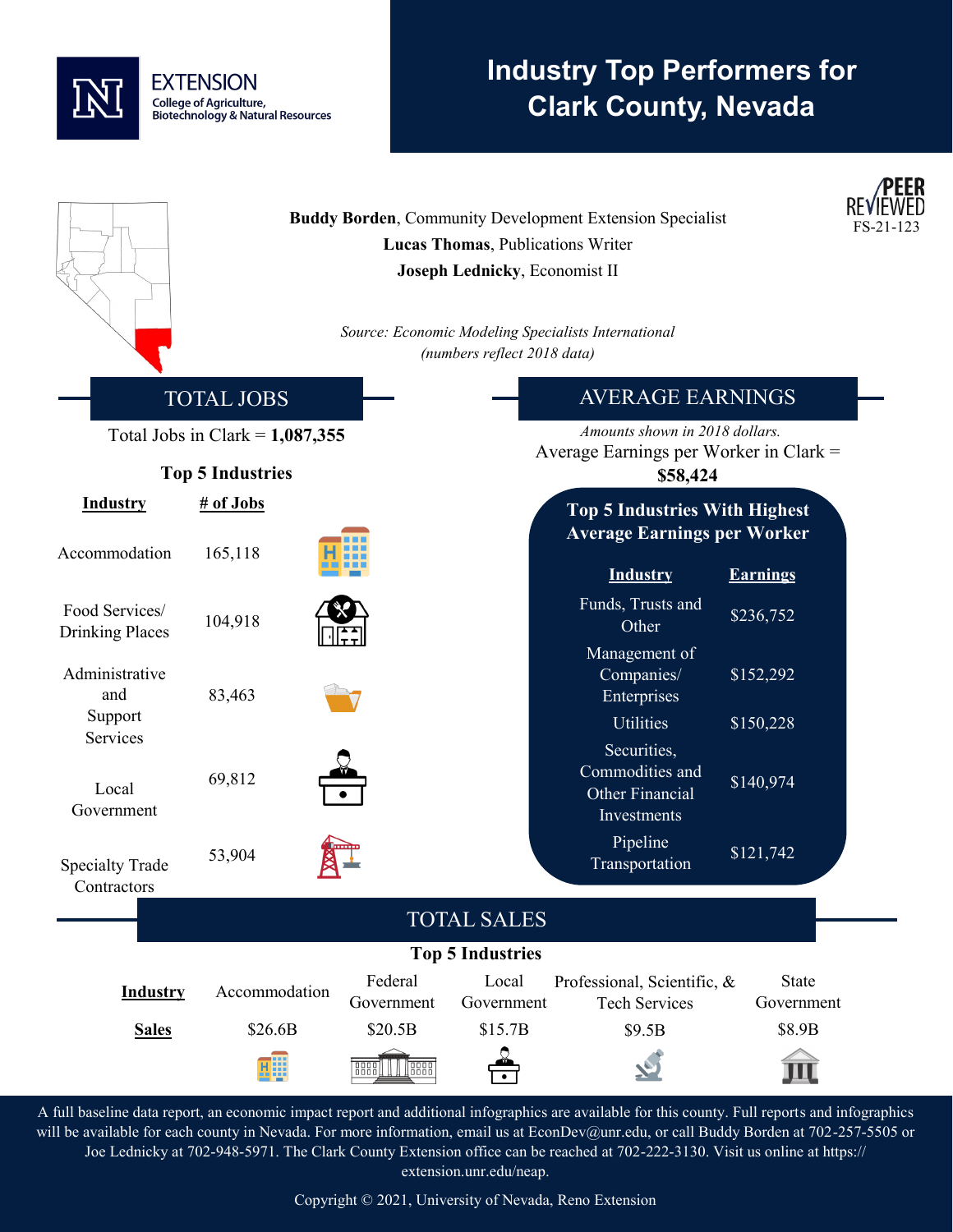EXTENSION
College of Agriculture, Biotechnology & Natural Resources

# Industry Top Performers for Clark County, Nevada

PEER REVIEWED
FS-21-123

**Buddy Borden**, Community Development Extension Specialist
**Lucas Thomas**, Publications Writer
**Joseph Lednicky**, Economist II

*Source: Economic Modeling Specialists International*
*(numbers reflect 2018 data)*

## TOTAL JOBS

Total Jobs in Clark = **1,087,355**

**Top 5 Industries**

| Industry | # of Jobs |
|---|---|
| Accommodation | 165,118 |
| Food Services/ Drinking Places | 104,918 |
| Administrative and Support Services | 83,463 |
| Local Government | 69,812 |
| Specialty Trade Contractors | 53,904 |

## AVERAGE EARNINGS

*Amounts shown in 2018 dollars.*

Average Earnings per Worker in Clark = **$58,424**

**Top 5 Industries With Highest Average Earnings per Worker**

| Industry | Earnings |
|---|---|
| Funds, Trusts and Other | $236,752 |
| Management of Companies/ Enterprises | $152,292 |
| Utilities | $150,228 |
| Securities, Commodities and Other Financial Investments | $140,974 |
| Pipeline Transportation | $121,742 |

## TOTAL SALES

**Top 5 Industries**

| Industry | Accommodation | Federal Government | Local Government | Professional, Scientific, & Tech Services | State Government |
|---|---|---|---|---|---|
| Sales | $26.6B | $20.5B | $15.7B | $9.5B | $8.9B |

A full baseline data report, an economic impact report and additional infographics are available for this county. Full reports and infographics will be available for each county in Nevada. For more information, email us at EconDev@unr.edu, or call Buddy Borden at 702-257-5505 or Joe Lednicky at 702-948-5971. The Clark County Extension office can be reached at 702-222-3130. Visit us online at https://extension.unr.edu/neap.

Copyright © 2021, University of Nevada, Reno Extension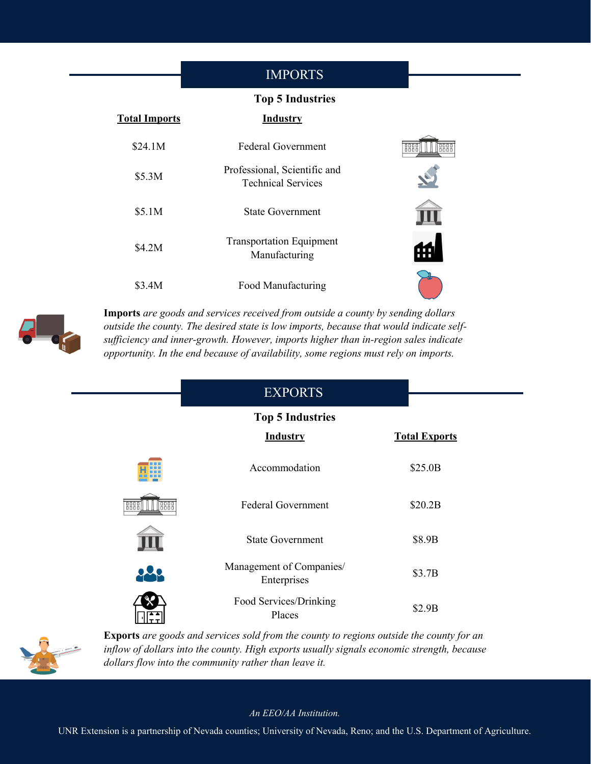## IMPORTS

### Top 5 Industries

| Total Imports | Industry |
| --- | --- |
| $24.1M | Federal Government |
| $5.3M | Professional, Scientific and Technical Services |
| $5.1M | State Government |
| $4.2M | Transportation Equipment Manufacturing |
| $3.4M | Food Manufacturing |

**Imports** *are goods and services received from outside a county by sending dollars outside the county. The desired state is low imports, because that would indicate self-sufficiency and inner-growth. However, imports higher than in-region sales indicate opportunity. In the end because of availability, some regions must rely on imports.*

## EXPORTS

### Top 5 Industries

| Industry | Total Exports |
| --- | --- |
| Accommodation | $25.0B |
| Federal Government | $20.2B |
| State Government | $8.9B |
| Management of Companies/ Enterprises | $3.7B |
| Food Services/Drinking Places | $2.9B |

**Exports** *are goods and services sold from the county to regions outside the county for an inflow of dollars into the county. High exports usually signals economic strength, because dollars flow into the community rather than leave it.*

*An EEO/AA Institution.*

UNR Extension is a partnership of Nevada counties; University of Nevada, Reno; and the U.S. Department of Agriculture.